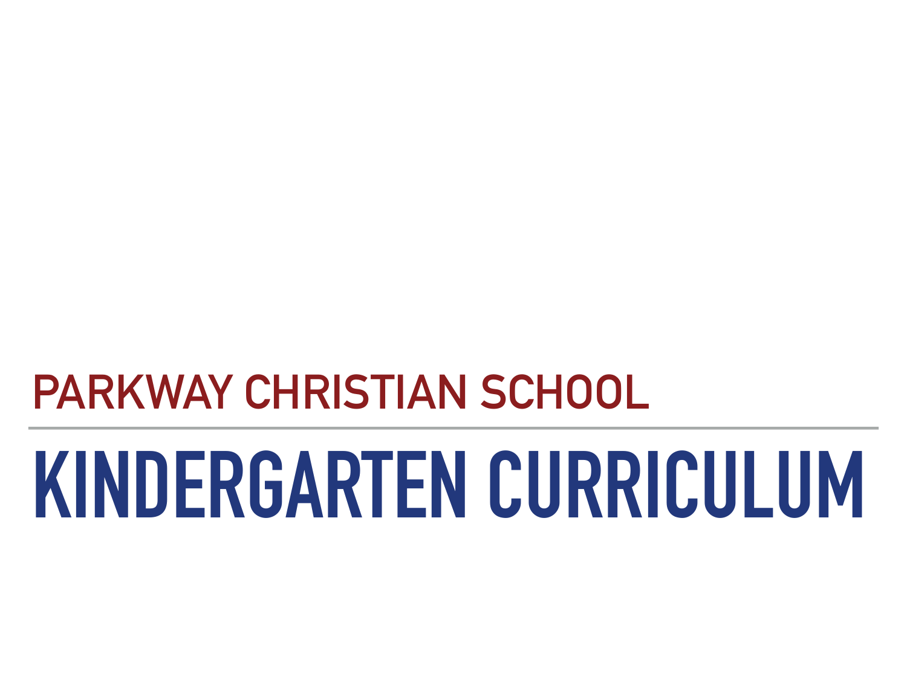## PARKWAY CHRISTIAN SCHOOL

# KINDERGARTEN CURRICULUM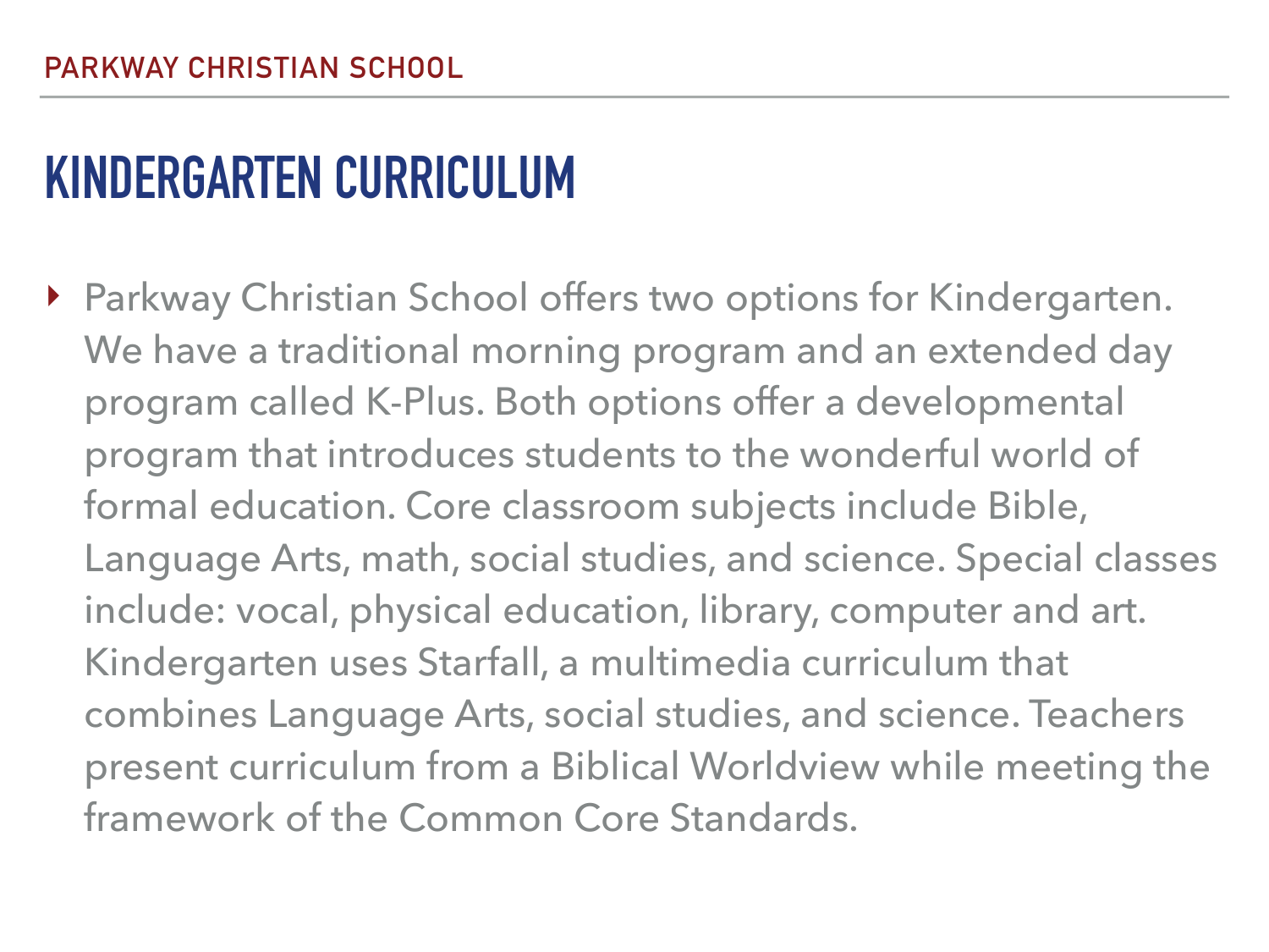# KINDERGARTEN CURRICULUM

- Parkway Christian School offers two options for Kindergarten. We have a traditional morning program and an extended day program called K-Plus. Both options offer a developmental program that introduces students to the wonderful world of formal education. Core classroom subjects include Bible, Language Arts, math, social studies, and science. Special classes include: vocal, physical education, library, computer and art. Kindergarten uses Starfall, a multimedia curriculum that combines Language Arts, social studies, and science. Teachers present curriculum from a Biblical Worldview while meeting the framework of the Common Core Standards.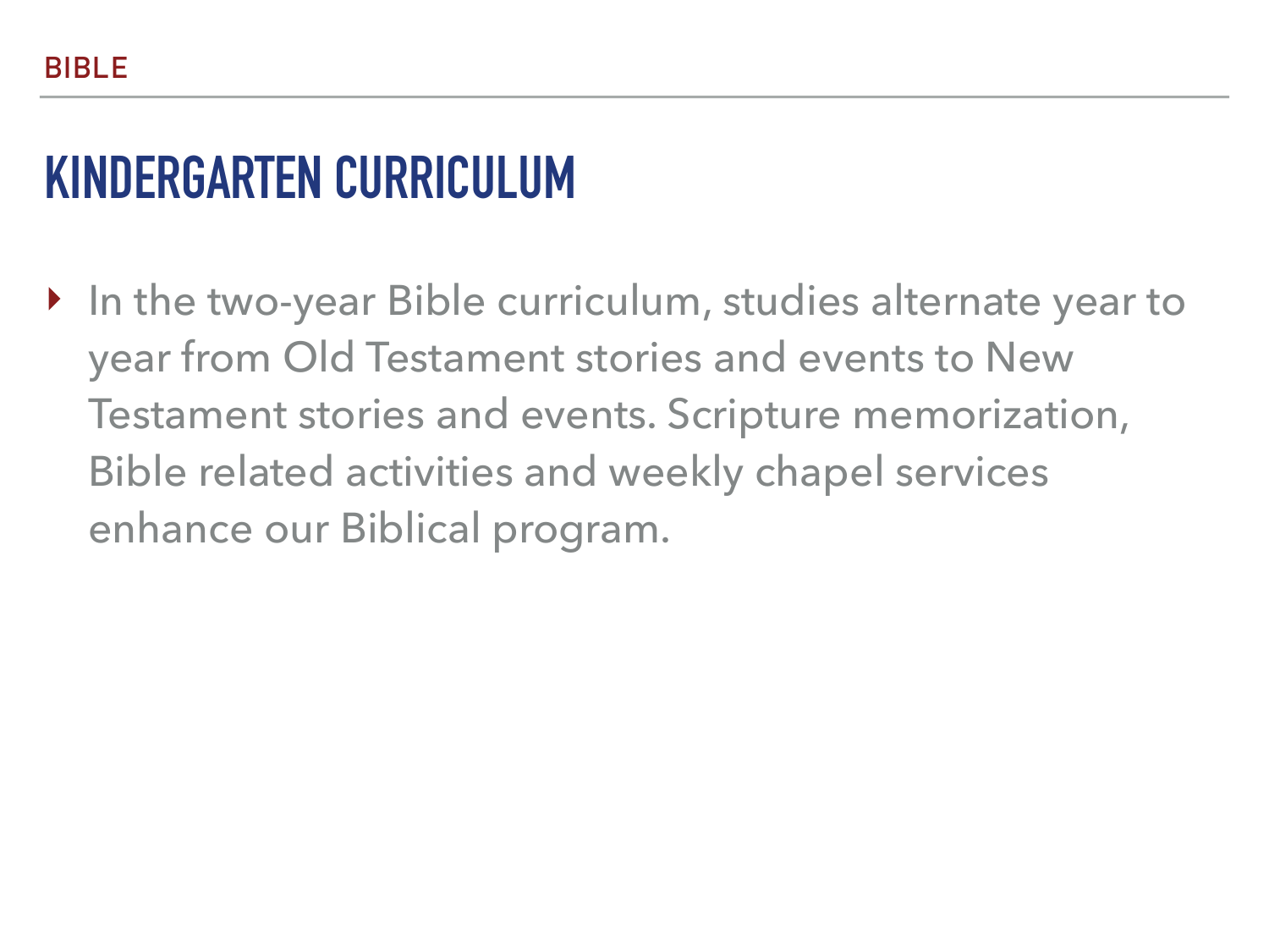BIBLE

# KINDERGARTEN CURRICULUM

- In the two-year Bible curriculum, studies alternate year to year from Old Testament stories and events to New Testament stories and events. Scripture memorization, Bible related activities and weekly chapel services enhance our Biblical program.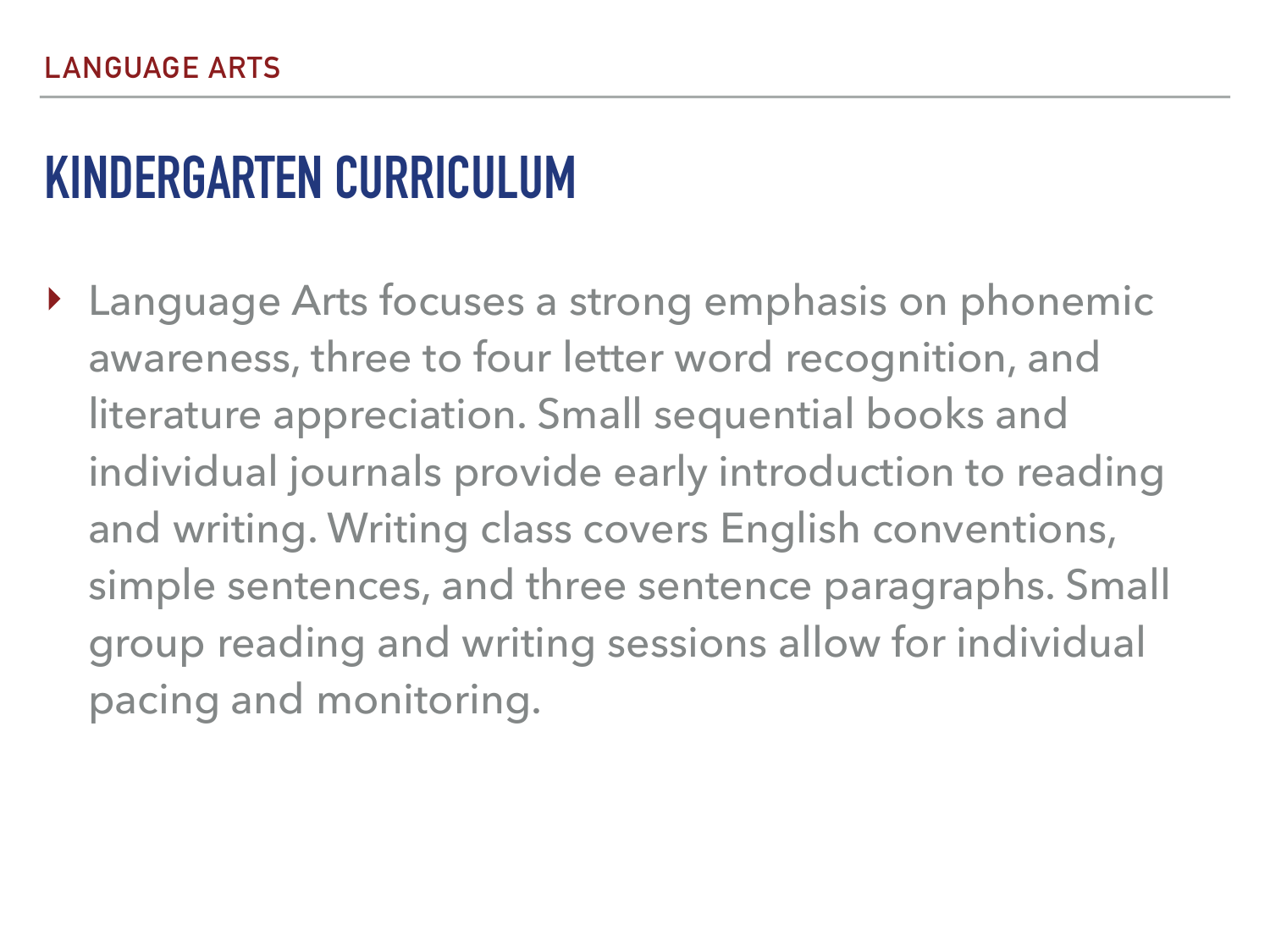LANGUAGE ARTS

# KINDERGARTEN CURRICULUM

- Language Arts focuses a strong emphasis on phonemic awareness, three to four letter word recognition, and literature appreciation. Small sequential books and individual journals provide early introduction to reading and writing. Writing class covers English conventions, simple sentences, and three sentence paragraphs. Small group reading and writing sessions allow for individual pacing and monitoring.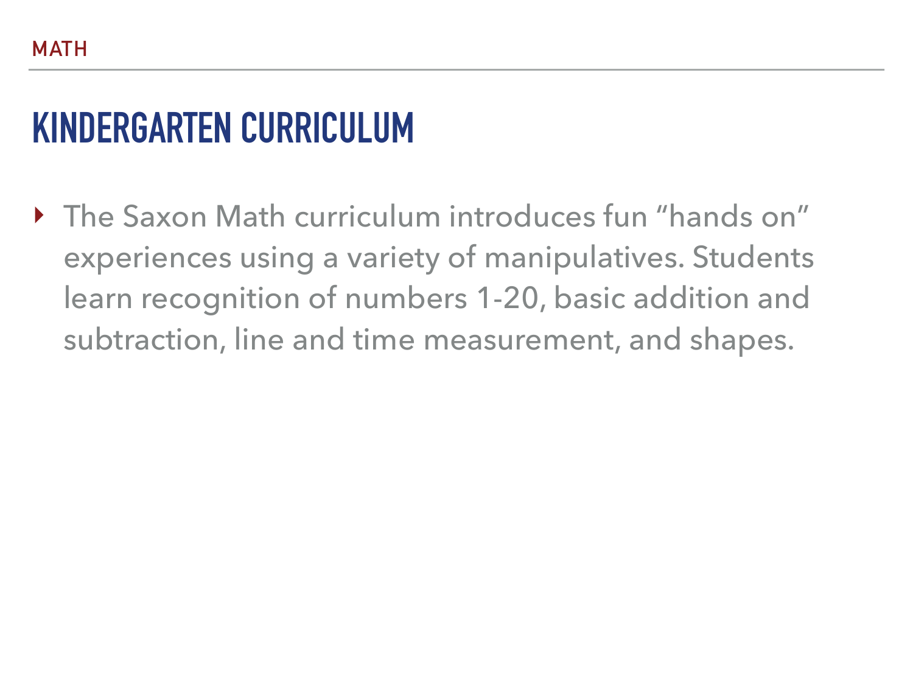MATH

# KINDERGARTEN CURRICULUM

- The Saxon Math curriculum introduces fun “hands on” experiences using a variety of manipulatives. Students learn recognition of numbers 1-20, basic addition and subtraction, line and time measurement, and shapes.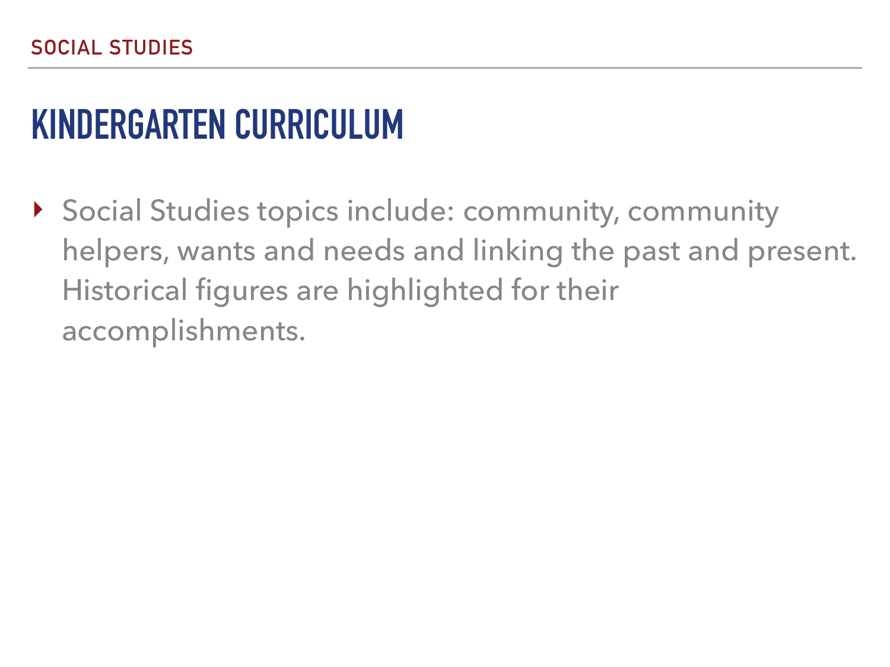SOCIAL STUDIES

# KINDERGARTEN CURRICULUM

- Social Studies topics include: community, community helpers, wants and needs and linking the past and present. Historical figures are highlighted for their accomplishments.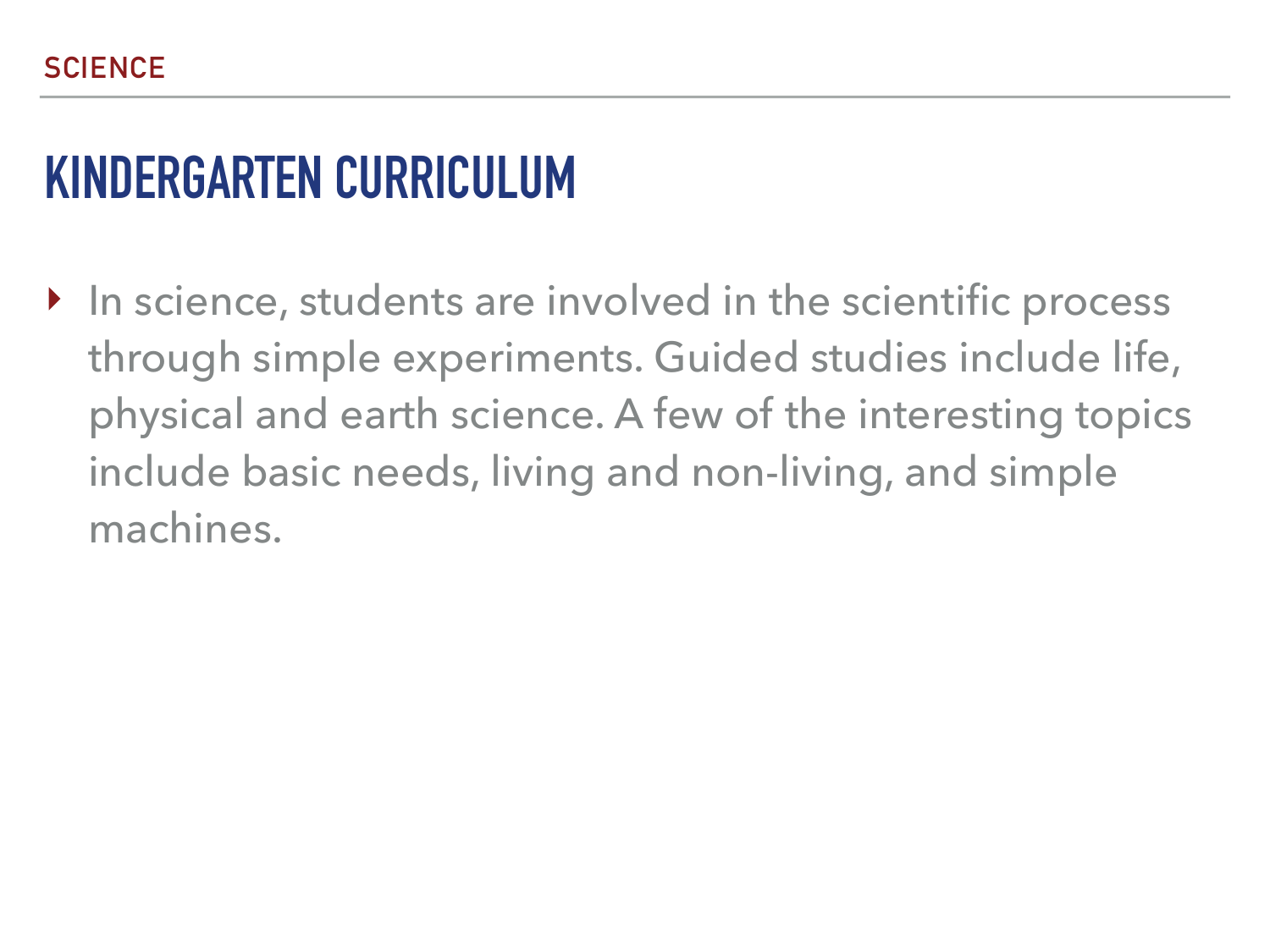SCIENCE

# KINDERGARTEN CURRICULUM

- In science, students are involved in the scientific process through simple experiments. Guided studies include life, physical and earth science. A few of the interesting topics include basic needs, living and non-living, and simple machines.